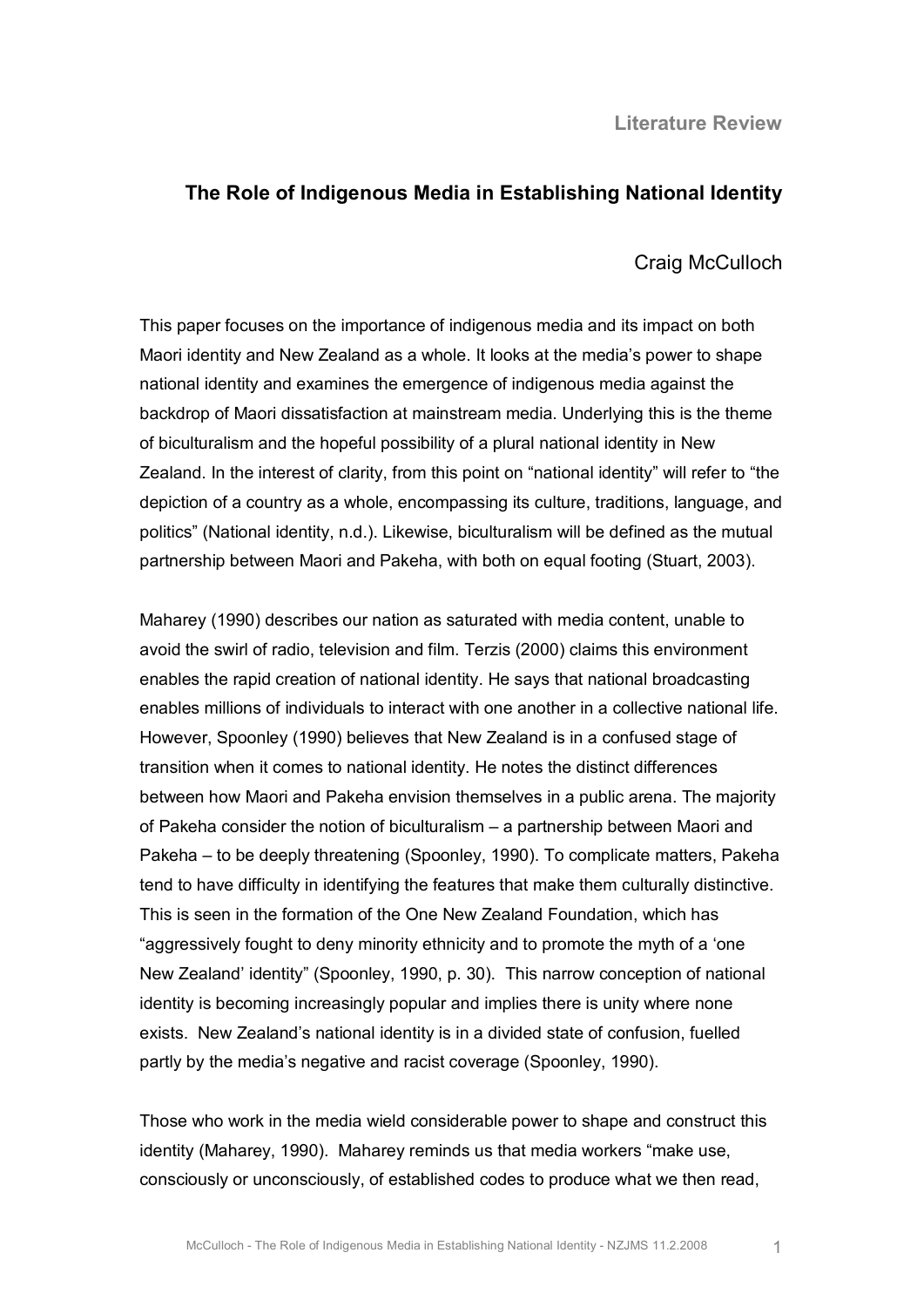**Literature Review**

# The Role of Indigenous Media in Establishing National Identity

Craig McCulloch

This paper focuses on the importance of indigenous media and its impact on both Maori identity and New Zealand as a whole. It looks at the media's power to shape national identity and examines the emergence of indigenous media against the backdrop of Maori dissatisfaction at mainstream media. Underlying this is the theme of biculturalism and the hopeful possibility of a plural national identity in New Zealand. In the interest of clarity, from this point on "national identity" will refer to "the depiction of a country as a whole, encompassing its culture, traditions, language, and politics" (National identity, n.d.). Likewise, biculturalism will be defined as the mutual partnership between Maori and Pakeha, with both on equal footing (Stuart, 2003).

Maharey (1990) describes our nation as saturated with media content, unable to avoid the swirl of radio, television and film. Terzis (2000) claims this environment enables the rapid creation of national identity. He says that national broadcasting enables millions of individuals to interact with one another in a collective national life. However, Spoonley (1990) believes that New Zealand is in a confused stage of transition when it comes to national identity. He notes the distinct differences between how Maori and Pakeha envision themselves in a public arena. The majority of Pakeha consider the notion of biculturalism – a partnership between Maori and Pakeha – to be deeply threatening (Spoonley, 1990). To complicate matters, Pakeha tend to have difficulty in identifying the features that make them culturally distinctive. This is seen in the formation of the One New Zealand Foundation, which has "aggressively fought to deny minority ethnicity and to promote the myth of a 'one New Zealand' identity" (Spoonley, 1990, p. 30). This narrow conception of national identity is becoming increasingly popular and implies there is unity where none exists. New Zealand's national identity is in a divided state of confusion, fuelled partly by the media's negative and racist coverage (Spoonley, 1990).

Those who work in the media wield considerable power to shape and construct this identity (Maharey, 1990). Maharey reminds us that media workers "make use, consciously or unconsciously, of established codes to produce what we then read,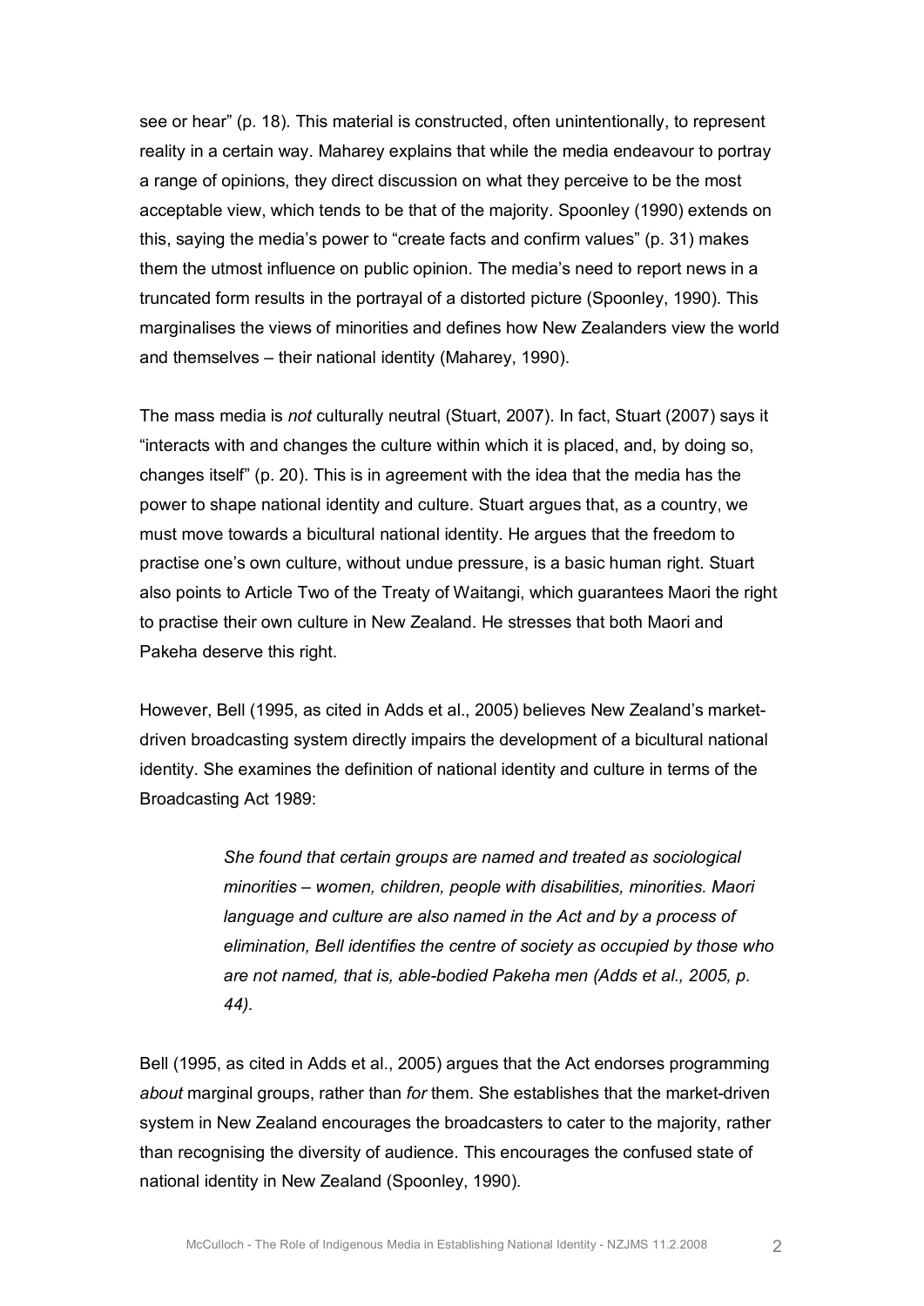see or hear" (p. 18). This material is constructed, often unintentionally, to represent reality in a certain way. Maharey explains that while the media endeavour to portray a range of opinions, they direct discussion on what they perceive to be the most acceptable view, which tends to be that of the majority. Spoonley (1990) extends on this, saying the media's power to "create facts and confirm values" (p. 31) makes them the utmost influence on public opinion. The media's need to report news in a truncated form results in the portrayal of a distorted picture (Spoonley, 1990). This marginalises the views of minorities and defines how New Zealanders view the world and themselves – their national identity (Maharey, 1990).

The mass media is *not* culturally neutral (Stuart, 2007). In fact, Stuart (2007) says it "interacts with and changes the culture within which it is placed, and, by doing so, changes itself" (p. 20). This is in agreement with the idea that the media has the power to shape national identity and culture. Stuart argues that, as a country, we must move towards a bicultural national identity. He argues that the freedom to practise one's own culture, without undue pressure, is a basic human right. Stuart also points to Article Two of the Treaty of Waitangi, which guarantees Maori the right to practise their own culture in New Zealand. He stresses that both Maori and Pakeha deserve this right.

However, Bell (1995, as cited in Adds et al., 2005) believes New Zealand's market-driven broadcasting system directly impairs the development of a bicultural national identity. She examines the definition of national identity and culture in terms of the Broadcasting Act 1989:

> *She found that certain groups are named and treated as sociological minorities – women, children, people with disabilities, minorities. Maori language and culture are also named in the Act and by a process of elimination, Bell identifies the centre of society as occupied by those who are not named, that is, able-bodied Pakeha men (Adds et al., 2005, p. 44).*

Bell (1995, as cited in Adds et al., 2005) argues that the Act endorses programming *about* marginal groups, rather than *for* them. She establishes that the market-driven system in New Zealand encourages the broadcasters to cater to the majority, rather than recognising the diversity of audience. This encourages the confused state of national identity in New Zealand (Spoonley, 1990).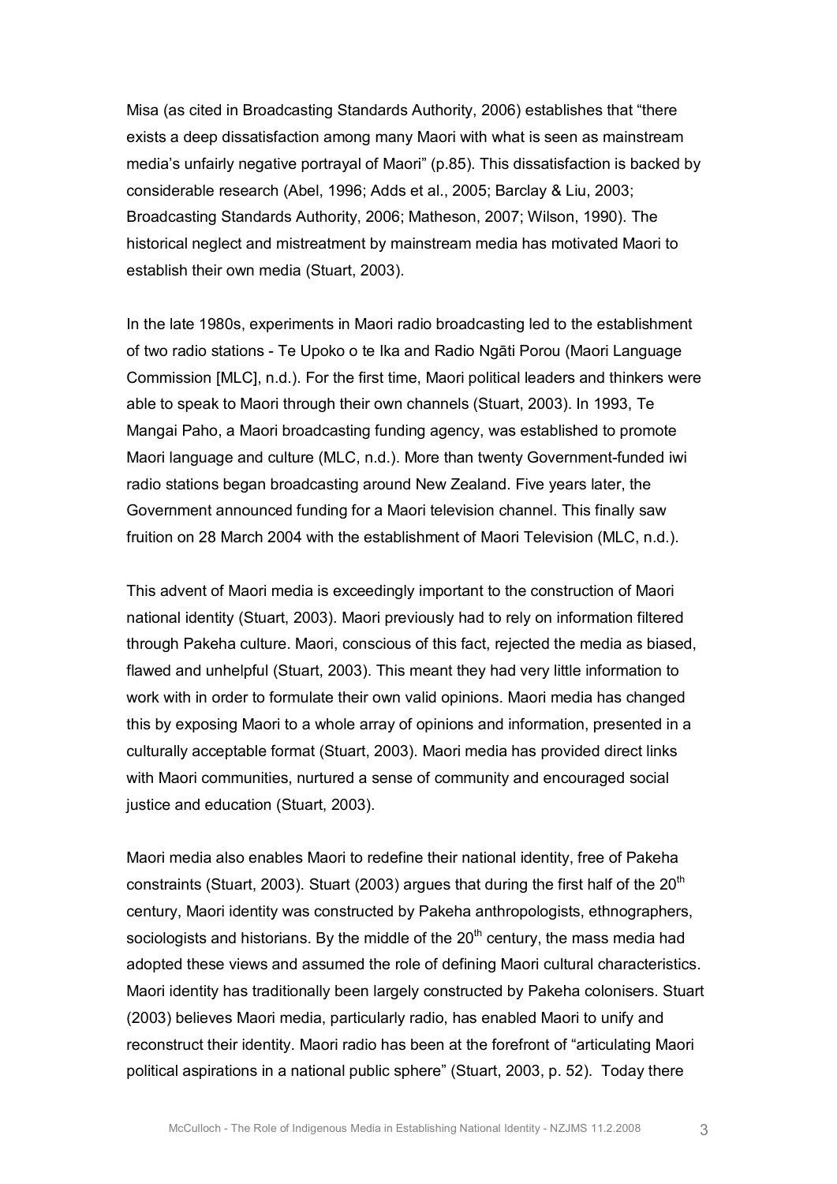Misa (as cited in Broadcasting Standards Authority, 2006) establishes that “there exists a deep dissatisfaction among many Maori with what is seen as mainstream media’s unfairly negative portrayal of Maori” (p.85). This dissatisfaction is backed by considerable research (Abel, 1996; Adds et al., 2005; Barclay & Liu, 2003; Broadcasting Standards Authority, 2006; Matheson, 2007; Wilson, 1990). The historical neglect and mistreatment by mainstream media has motivated Maori to establish their own media (Stuart, 2003).

In the late 1980s, experiments in Maori radio broadcasting led to the establishment of two radio stations - Te Upoko o te Ika and Radio Ngāti Porou (Maori Language Commission [MLC], n.d.). For the first time, Maori political leaders and thinkers were able to speak to Maori through their own channels (Stuart, 2003). In 1993, Te Mangai Paho, a Maori broadcasting funding agency, was established to promote Maori language and culture (MLC, n.d.). More than twenty Government-funded iwi radio stations began broadcasting around New Zealand. Five years later, the Government announced funding for a Maori television channel. This finally saw fruition on 28 March 2004 with the establishment of Maori Television (MLC, n.d.).

This advent of Maori media is exceedingly important to the construction of Maori national identity (Stuart, 2003). Maori previously had to rely on information filtered through Pakeha culture. Maori, conscious of this fact, rejected the media as biased, flawed and unhelpful (Stuart, 2003). This meant they had very little information to work with in order to formulate their own valid opinions. Maori media has changed this by exposing Maori to a whole array of opinions and information, presented in a culturally acceptable format (Stuart, 2003). Maori media has provided direct links with Maori communities, nurtured a sense of community and encouraged social justice and education (Stuart, 2003).

Maori media also enables Maori to redefine their national identity, free of Pakeha constraints (Stuart, 2003). Stuart (2003) argues that during the first half of the 20th century, Maori identity was constructed by Pakeha anthropologists, ethnographers, sociologists and historians. By the middle of the 20th century, the mass media had adopted these views and assumed the role of defining Maori cultural characteristics. Maori identity has traditionally been largely constructed by Pakeha colonisers. Stuart (2003) believes Maori media, particularly radio, has enabled Maori to unify and reconstruct their identity. Maori radio has been at the forefront of “articulating Maori political aspirations in a national public sphere” (Stuart, 2003, p. 52). Today there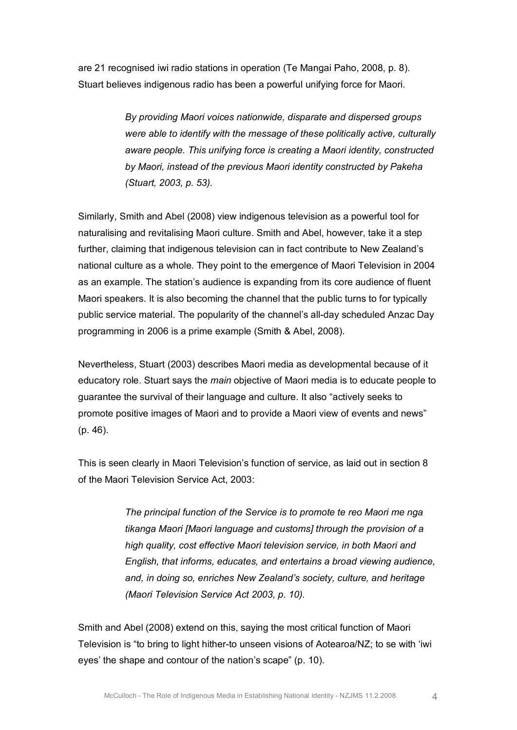are 21 recognised iwi radio stations in operation (Te Mangai Paho, 2008, p. 8). Stuart believes indigenous radio has been a powerful unifying force for Maori.

> *By providing Maori voices nationwide, disparate and dispersed groups were able to identify with the message of these politically active, culturally aware people. This unifying force is creating a Maori identity, constructed by Maori, instead of the previous Maori identity constructed by Pakeha (Stuart, 2003, p. 53).*

Similarly, Smith and Abel (2008) view indigenous television as a powerful tool for naturalising and revitalising Maori culture. Smith and Abel, however, take it a step further, claiming that indigenous television can in fact contribute to New Zealand's national culture as a whole. They point to the emergence of Maori Television in 2004 as an example. The station's audience is expanding from its core audience of fluent Maori speakers. It is also becoming the channel that the public turns to for typically public service material. The popularity of the channel's all-day scheduled Anzac Day programming in 2006 is a prime example (Smith & Abel, 2008).

Nevertheless, Stuart (2003) describes Maori media as developmental because of it educatory role. Stuart says the *main* objective of Maori media is to educate people to guarantee the survival of their language and culture. It also "actively seeks to promote positive images of Maori and to provide a Maori view of events and news" (p. 46).

This is seen clearly in Maori Television's function of service, as laid out in section 8 of the Maori Television Service Act, 2003:

> *The principal function of the Service is to promote te reo Maori me nga tikanga Maori [Maori language and customs] through the provision of a high quality, cost effective Maori television service, in both Maori and English, that informs, educates, and entertains a broad viewing audience, and, in doing so, enriches New Zealand's society, culture, and heritage (Maori Television Service Act 2003, p. 10).*

Smith and Abel (2008) extend on this, saying the most critical function of Maori Television is "to bring to light hither-to unseen visions of Aotearoa/NZ; to se with 'iwi eyes' the shape and contour of the nation's scape" (p. 10).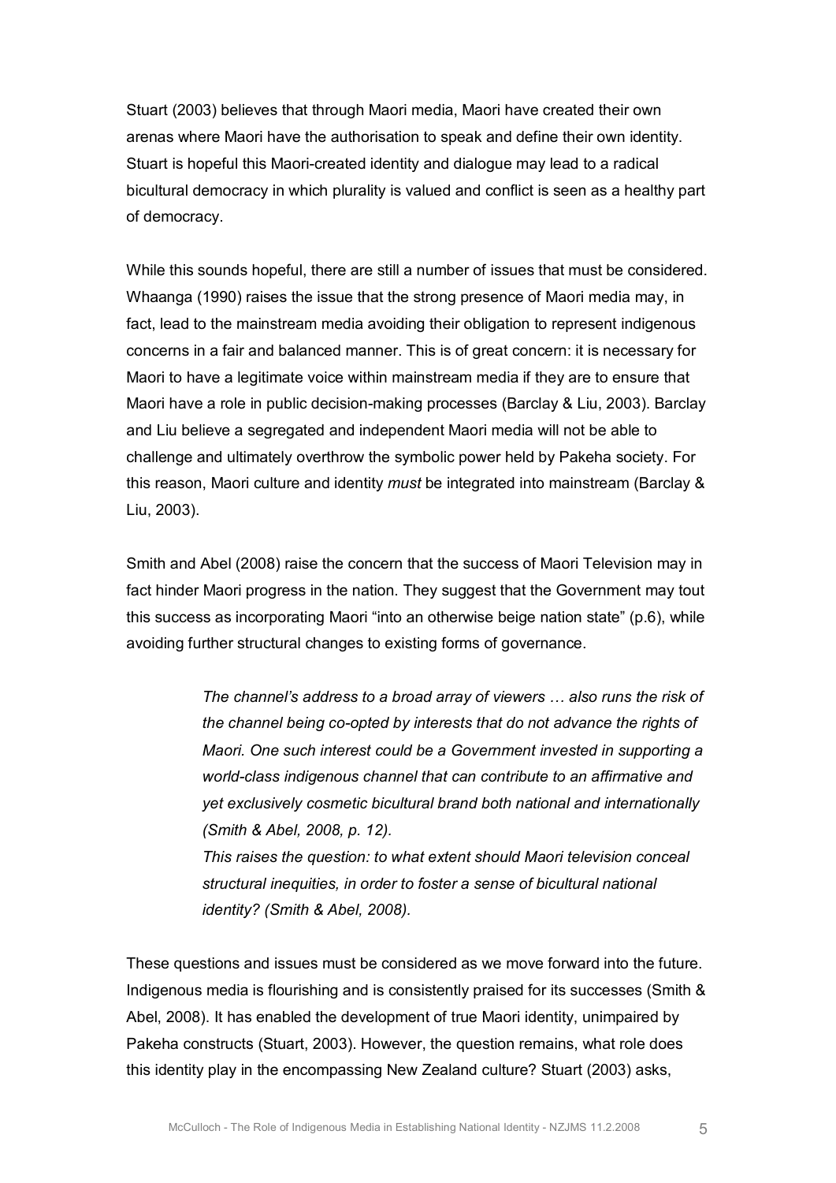Stuart (2003) believes that through Maori media, Maori have created their own arenas where Maori have the authorisation to speak and define their own identity. Stuart is hopeful this Maori-created identity and dialogue may lead to a radical bicultural democracy in which plurality is valued and conflict is seen as a healthy part of democracy.

While this sounds hopeful, there are still a number of issues that must be considered. Whaanga (1990) raises the issue that the strong presence of Maori media may, in fact, lead to the mainstream media avoiding their obligation to represent indigenous concerns in a fair and balanced manner. This is of great concern: it is necessary for Maori to have a legitimate voice within mainstream media if they are to ensure that Maori have a role in public decision-making processes (Barclay & Liu, 2003). Barclay and Liu believe a segregated and independent Maori media will not be able to challenge and ultimately overthrow the symbolic power held by Pakeha society. For this reason, Maori culture and identity *must* be integrated into mainstream (Barclay & Liu, 2003).

Smith and Abel (2008) raise the concern that the success of Maori Television may in fact hinder Maori progress in the nation. They suggest that the Government may tout this success as incorporating Maori "into an otherwise beige nation state" (p.6), while avoiding further structural changes to existing forms of governance.

> *The channel's address to a broad array of viewers … also runs the risk of the channel being co-opted by interests that do not advance the rights of Maori. One such interest could be a Government invested in supporting a world-class indigenous channel that can contribute to an affirmative and yet exclusively cosmetic bicultural brand both national and internationally (Smith & Abel, 2008, p. 12).*
>
> *This raises the question: to what extent should Maori television conceal structural inequities, in order to foster a sense of bicultural national identity? (Smith & Abel, 2008).*

These questions and issues must be considered as we move forward into the future. Indigenous media is flourishing and is consistently praised for its successes (Smith & Abel, 2008). It has enabled the development of true Maori identity, unimpaired by Pakeha constructs (Stuart, 2003). However, the question remains, what role does this identity play in the encompassing New Zealand culture? Stuart (2003) asks,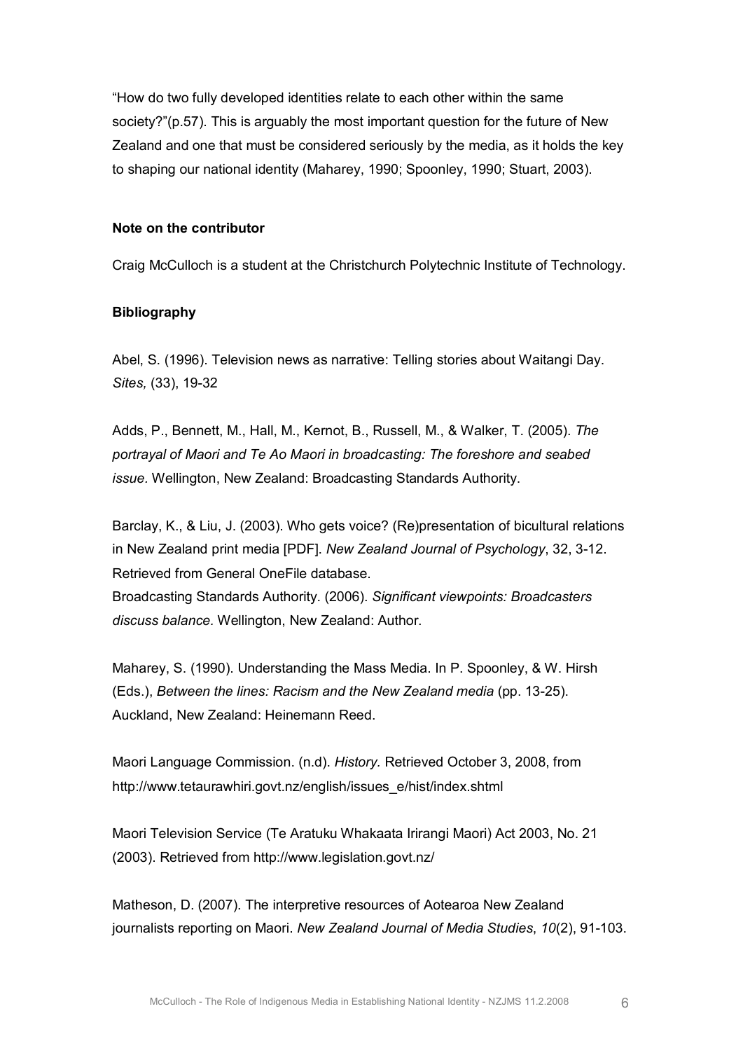"How do two fully developed identities relate to each other within the same society?"(p.57). This is arguably the most important question for the future of New Zealand and one that must be considered seriously by the media, as it holds the key to shaping our national identity (Maharey, 1990; Spoonley, 1990; Stuart, 2003).

**Note on the contributor**

Craig McCulloch is a student at the Christchurch Polytechnic Institute of Technology.

**Bibliography**

Abel, S. (1996). Television news as narrative: Telling stories about Waitangi Day. *Sites,* (33), 19-32

Adds, P., Bennett, M., Hall, M., Kernot, B., Russell, M., & Walker, T. (2005). *The portrayal of Maori and Te Ao Maori in broadcasting: The foreshore and seabed issue.* Wellington, New Zealand: Broadcasting Standards Authority.

Barclay, K., & Liu, J. (2003). Who gets voice? (Re)presentation of bicultural relations in New Zealand print media [PDF]. *New Zealand Journal of Psychology*, 32, 3-12. Retrieved from General OneFile database.

Broadcasting Standards Authority. (2006). *Significant viewpoints: Broadcasters discuss balance.* Wellington, New Zealand: Author.

Maharey, S. (1990). Understanding the Mass Media. In P. Spoonley, & W. Hirsh (Eds.), *Between the lines: Racism and the New Zealand media* (pp. 13-25). Auckland, New Zealand: Heinemann Reed.

Maori Language Commission. (n.d). *History.* Retrieved October 3, 2008, from http://www.tetaurawhiri.govt.nz/english/issues_e/hist/index.shtml

Maori Television Service (Te Aratuku Whakaata Irirangi Maori) Act 2003, No. 21 (2003). Retrieved from http://www.legislation.govt.nz/

Matheson, D. (2007). The interpretive resources of Aotearoa New Zealand journalists reporting on Maori. *New Zealand Journal of Media Studies*, *10*(2), 91-103.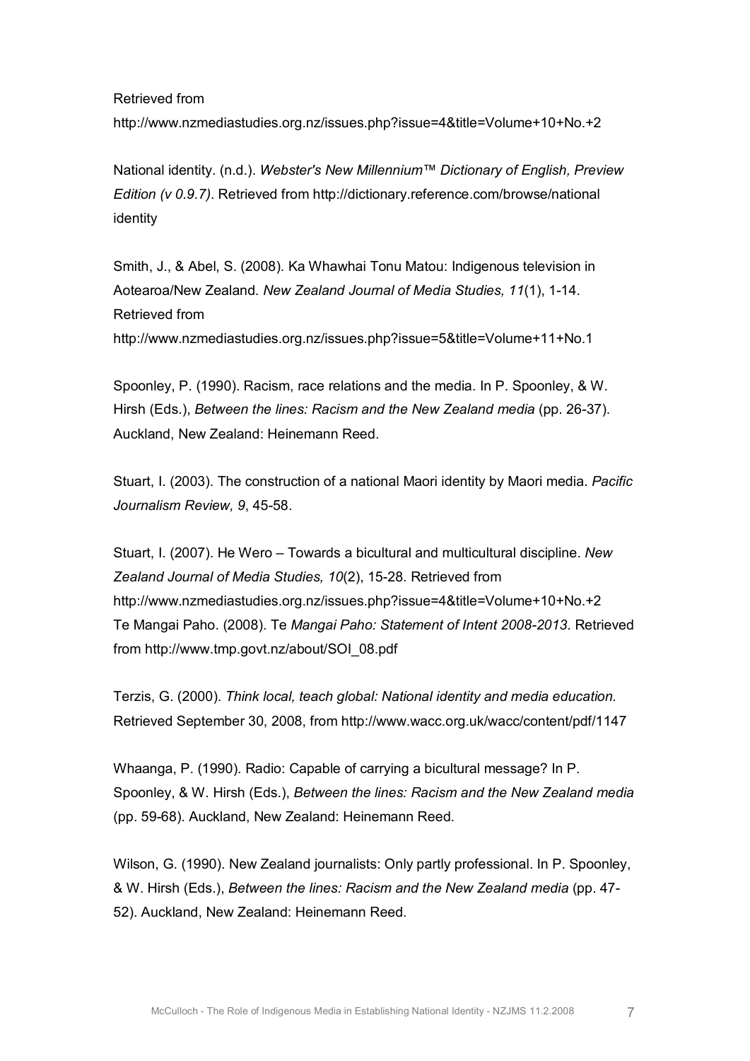Retrieved from
http://www.nzmediastudies.org.nz/issues.php?issue=4&title=Volume+10+No.+2

National identity. (n.d.). *Webster's New Millennium™ Dictionary of English, Preview Edition (v 0.9.7)*. Retrieved from http://dictionary.reference.com/browse/national identity

Smith, J., & Abel, S. (2008). Ka Whawhai Tonu Matou: Indigenous television in Aotearoa/New Zealand. *New Zealand Journal of Media Studies, 11*(1), 1-14. Retrieved from
http://www.nzmediastudies.org.nz/issues.php?issue=5&title=Volume+11+No.1

Spoonley, P. (1990). Racism, race relations and the media. In P. Spoonley, & W. Hirsh (Eds.), *Between the lines: Racism and the New Zealand media* (pp. 26-37). Auckland, New Zealand: Heinemann Reed.

Stuart, I. (2003). The construction of a national Maori identity by Maori media. *Pacific Journalism Review, 9*, 45-58.

Stuart, I. (2007). He Wero – Towards a bicultural and multicultural discipline. *New Zealand Journal of Media Studies, 10*(2), 15-28. Retrieved from
http://www.nzmediastudies.org.nz/issues.php?issue=4&title=Volume+10+No.+2
Te Mangai Paho. (2008). Te *Mangai Paho: Statement of Intent 2008-2013*. Retrieved from http://www.tmp.govt.nz/about/SOI_08.pdf

Terzis, G. (2000). *Think local, teach global: National identity and media education.* Retrieved September 30, 2008, from http://www.wacc.org.uk/wacc/content/pdf/1147

Whaanga, P. (1990). Radio: Capable of carrying a bicultural message? In P. Spoonley, & W. Hirsh (Eds.), *Between the lines: Racism and the New Zealand media* (pp. 59-68). Auckland, New Zealand: Heinemann Reed.

Wilson, G. (1990). New Zealand journalists: Only partly professional. In P. Spoonley, & W. Hirsh (Eds.), *Between the lines: Racism and the New Zealand media* (pp. 47-52). Auckland, New Zealand: Heinemann Reed.